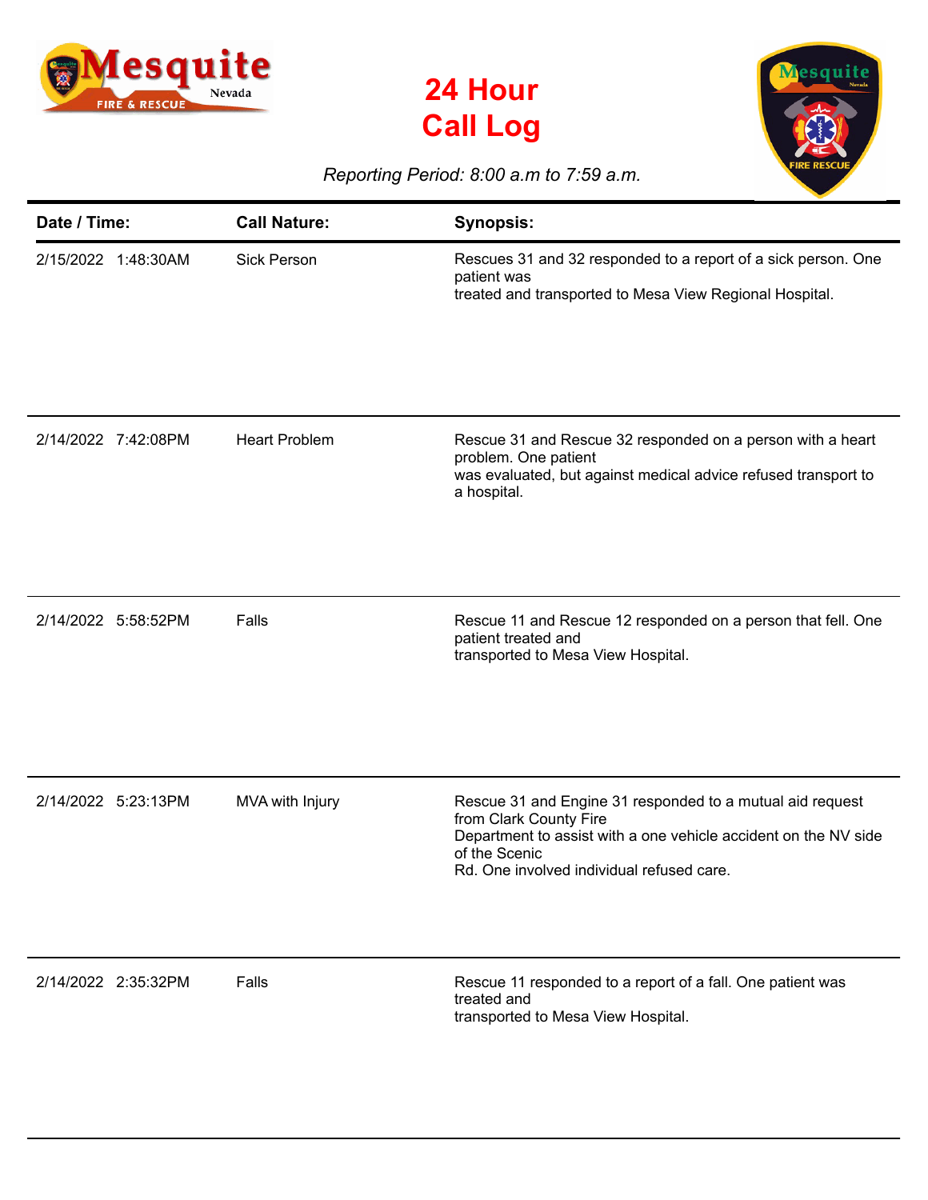# 24 Hour Call Log

*Reporting Period: 8:00 a.m to 7:59 a.m.*

| Date / Time: | Call Nature: | Synopsis: |
|---|---|---|
| 2/15/2022 1:48:30AM | Sick Person | Rescues 31 and 32 responded to a report of a sick person. One patient was treated and transported to Mesa View Regional Hospital. |
| 2/14/2022 7:42:08PM | Heart Problem | Rescue 31 and Rescue 32 responded on a person with a heart problem. One patient was evaluated, but against medical advice refused transport to a hospital. |
| 2/14/2022 5:58:52PM | Falls | Rescue 11 and Rescue 12 responded on a person that fell. One patient treated and transported to Mesa View Hospital. |
| 2/14/2022 5:23:13PM | MVA with Injury | Rescue 31 and Engine 31 responded to a mutual aid request from Clark County Fire Department to assist with a one vehicle accident on the NV side of the Scenic Rd. One involved individual refused care. |
| 2/14/2022 2:35:32PM | Falls | Rescue 11 responded to a report of a fall. One patient was treated and transported to Mesa View Hospital. |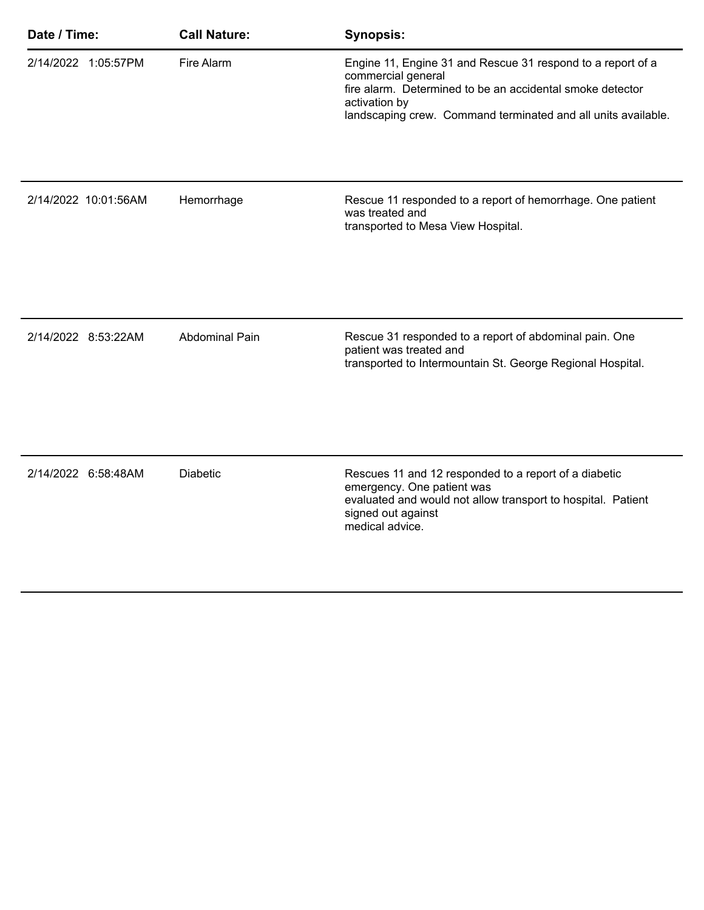| Date / Time: | Call Nature: | Synopsis: |
|---|---|---|
| 2/14/2022 1:05:57PM | Fire Alarm | Engine 11, Engine 31 and Rescue 31 respond to a report of a commercial general fire alarm. Determined to be an accidental smoke detector activation by landscaping crew. Command terminated and all units available. |
| 2/14/2022 10:01:56AM | Hemorrhage | Rescue 11 responded to a report of hemorrhage. One patient was treated and transported to Mesa View Hospital. |
| 2/14/2022 8:53:22AM | Abdominal Pain | Rescue 31 responded to a report of abdominal pain. One patient was treated and transported to Intermountain St. George Regional Hospital. |
| 2/14/2022 6:58:48AM | Diabetic | Rescues 11 and 12 responded to a report of a diabetic emergency. One patient was evaluated and would not allow transport to hospital. Patient signed out against medical advice. |